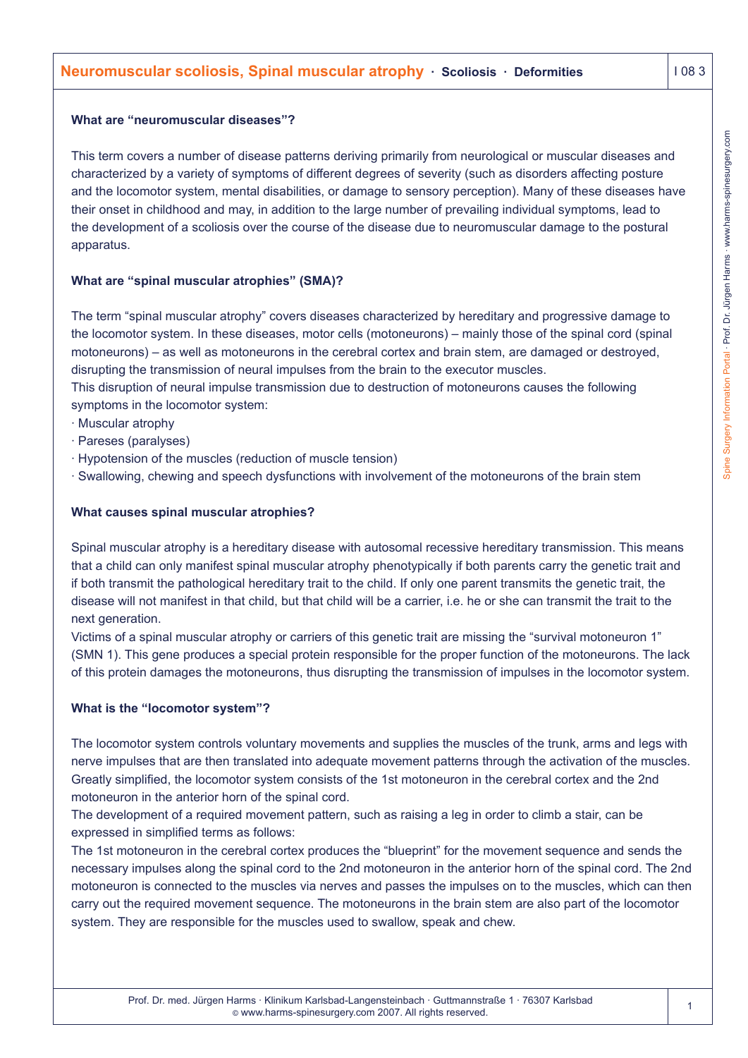# Neuromuscular scoliosis, Spinal muscular atrophy · Scoliosis · Deformities

**What are "neuromuscular diseases"?**

This term covers a number of disease patterns deriving primarily from neurological or muscular diseases and characterized by a variety of symptoms of different degrees of severity (such as disorders affecting posture and the locomotor system, mental disabilities, or damage to sensory perception). Many of these diseases have their onset in childhood and may, in addition to the large number of prevailing individual symptoms, lead to the development of a scoliosis over the course of the disease due to neuromuscular damage to the postural apparatus.

**What are "spinal muscular atrophies" (SMA)?**

The term "spinal muscular atrophy" covers diseases characterized by hereditary and progressive damage to the locomotor system. In these diseases, motor cells (motoneurons) – mainly those of the spinal cord (spinal motoneurons) – as well as motoneurons in the cerebral cortex and brain stem, are damaged or destroyed, disrupting the transmission of neural impulses from the brain to the executor muscles.
This disruption of neural impulse transmission due to destruction of motoneurons causes the following symptoms in the locomotor system:

- Muscular atrophy
- Pareses (paralyses)
- Hypotension of the muscles (reduction of muscle tension)
- Swallowing, chewing and speech dysfunctions with involvement of the motoneurons of the brain stem

**What causes spinal muscular atrophies?**

Spinal muscular atrophy is a hereditary disease with autosomal recessive hereditary transmission. This means that a child can only manifest spinal muscular atrophy phenotypically if both parents carry the genetic trait and if both transmit the pathological hereditary trait to the child. If only one parent transmits the genetic trait, the disease will not manifest in that child, but that child will be a carrier, i.e. he or she can transmit the trait to the next generation.
Victims of a spinal muscular atrophy or carriers of this genetic trait are missing the "survival motoneuron 1" (SMN 1). This gene produces a special protein responsible for the proper function of the motoneurons. The lack of this protein damages the motoneurons, thus disrupting the transmission of impulses in the locomotor system.

**What is the "locomotor system"?**

The locomotor system controls voluntary movements and supplies the muscles of the trunk, arms and legs with nerve impulses that are then translated into adequate movement patterns through the activation of the muscles. Greatly simplified, the locomotor system consists of the 1st motoneuron in the cerebral cortex and the 2nd motoneuron in the anterior horn of the spinal cord.
The development of a required movement pattern, such as raising a leg in order to climb a stair, can be expressed in simplified terms as follows:
The 1st motoneuron in the cerebral cortex produces the "blueprint" for the movement sequence and sends the necessary impulses along the spinal cord to the 2nd motoneuron in the anterior horn of the spinal cord. The 2nd motoneuron is connected to the muscles via nerves and passes the impulses on to the muscles, which can then carry out the required movement sequence. The motoneurons in the brain stem are also part of the locomotor system. They are responsible for the muscles used to swallow, speak and chew.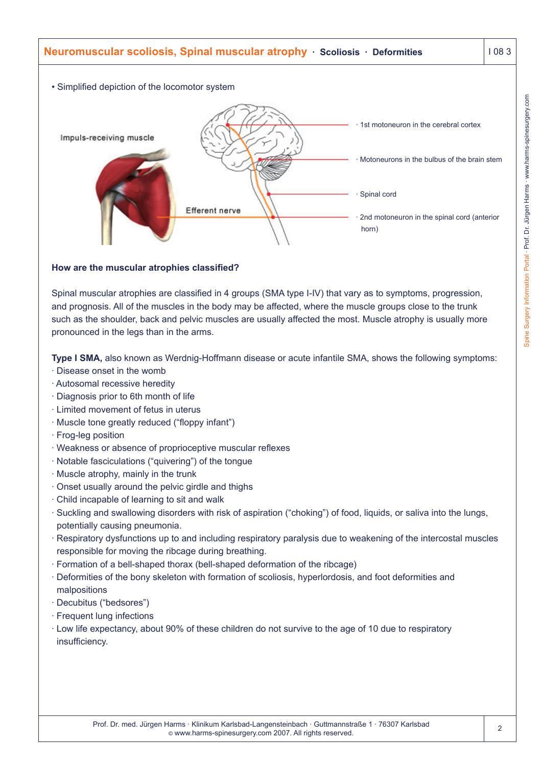# Neuromuscular scoliosis, Spinal muscular atrophy · Scoliosis · Deformities

• Simplified depiction of the locomotor system

Impuls-receiving muscle

Efferent nerve

· 1st motoneuron in the cerebral cortex

· Motoneurons in the bulbus of the brain stem

· Spinal cord

· 2nd motoneuron in the spinal cord (anterior horn)

**How are the muscular atrophies classified?**

Spinal muscular atrophies are classified in 4 groups (SMA type I-IV) that vary as to symptoms, progression, and prognosis. All of the muscles in the body may be affected, where the muscle groups close to the trunk such as the shoulder, back and pelvic muscles are usually affected the most. Muscle atrophy is usually more pronounced in the legs than in the arms.

**Type I SMA,** also known as Werdnig-Hoffmann disease or acute infantile SMA, shows the following symptoms:

- Disease onset in the womb
- Autosomal recessive heredity
- Diagnosis prior to 6th month of life
- Limited movement of fetus in uterus
- Muscle tone greatly reduced ("floppy infant")
- Frog-leg position
- Weakness or absence of proprioceptive muscular reflexes
- Notable fasciculations ("quivering") of the tongue
- Muscle atrophy, mainly in the trunk
- Onset usually around the pelvic girdle and thighs
- Child incapable of learning to sit and walk
- Suckling and swallowing disorders with risk of aspiration ("choking") of food, liquids, or saliva into the lungs, potentially causing pneumonia.
- Respiratory dysfunctions up to and including respiratory paralysis due to weakening of the intercostal muscles responsible for moving the ribcage during breathing.
- Formation of a bell-shaped thorax (bell-shaped deformation of the ribcage)
- Deformities of the bony skeleton with formation of scoliosis, hyperlordosis, and foot deformities and malpositions
- Decubitus ("bedsores")
- Frequent lung infections
- Low life expectancy, about 90% of these children do not survive to the age of 10 due to respiratory insufficiency.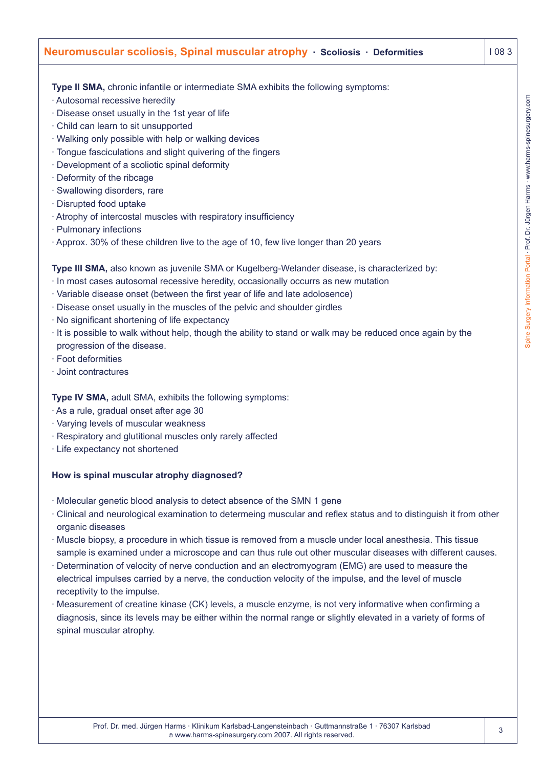**Type II SMA,** chronic infantile or intermediate SMA exhibits the following symptoms:

- Autosomal recessive heredity
- Disease onset usually in the 1st year of life
- Child can learn to sit unsupported
- Walking only possible with help or walking devices
- Tongue fasciculations and slight quivering of the fingers
- Development of a scoliotic spinal deformity
- Deformity of the ribcage
- Swallowing disorders, rare
- Disrupted food uptake
- Atrophy of intercostal muscles with respiratory insufficiency
- Pulmonary infections
- Approx. 30% of these children live to the age of 10, few live longer than 20 years

**Type III SMA,** also known as juvenile SMA or Kugelberg-Welander disease, is characterized by:

- In most cases autosomal recessive heredity, occasionally occurrs as new mutation
- Variable disease onset (between the first year of life and late adolosence)
- Disease onset usually in the muscles of the pelvic and shoulder girdles
- No significant shortening of life expectancy
- It is possible to walk without help, though the ability to stand or walk may be reduced once again by the progression of the disease.
- Foot deformities
- Joint contractures

**Type IV SMA,** adult SMA, exhibits the following symptoms:

- As a rule, gradual onset after age 30
- Varying levels of muscular weakness
- Respiratory and glutitional muscles only rarely affected
- Life expectancy not shortened

### How is spinal muscular atrophy diagnosed?

- Molecular genetic blood analysis to detect absence of the SMN 1 gene
- Clinical and neurological examination to determeing muscular and reflex status and to distinguish it from other organic diseases
- Muscle biopsy, a procedure in which tissue is removed from a muscle under local anesthesia. This tissue sample is examined under a microscope and can thus rule out other muscular diseases with different causes.
- Determination of velocity of nerve conduction and an electromyogram (EMG) are used to measure the electrical impulses carried by a nerve, the conduction velocity of the impulse, and the level of muscle receptivity to the impulse.
- Measurement of creatine kinase (CK) levels, a muscle enzyme, is not very informative when confirming a diagnosis, since its levels may be either within the normal range or slightly elevated in a variety of forms of spinal muscular atrophy.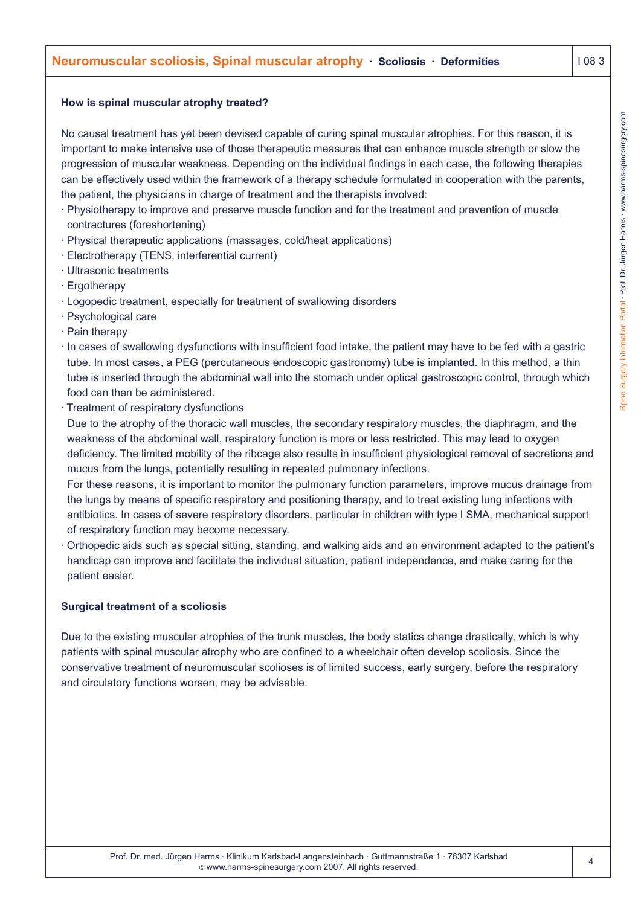### How is spinal muscular atrophy treated?

No causal treatment has yet been devised capable of curing spinal muscular atrophies. For this reason, it is important to make intensive use of those therapeutic measures that can enhance muscle strength or slow the progression of muscular weakness. Depending on the individual findings in each case, the following therapies can be effectively used within the framework of a therapy schedule formulated in cooperation with the parents, the patient, the physicians in charge of treatment and the therapists involved:

- Physiotherapy to improve and preserve muscle function and for the treatment and prevention of muscle contractures (foreshortening)
- Physical therapeutic applications (massages, cold/heat applications)
- Electrotherapy (TENS, interferential current)
- Ultrasonic treatments
- Ergotherapy
- Logopedic treatment, especially for treatment of swallowing disorders
- Psychological care
- Pain therapy
- In cases of swallowing dysfunctions with insufficient food intake, the patient may have to be fed with a gastric tube. In most cases, a PEG (percutaneous endoscopic gastronomy) tube is implanted. In this method, a thin tube is inserted through the abdominal wall into the stomach under optical gastroscopic control, through which food can then be administered.
- Treatment of respiratory dysfunctions
  Due to the atrophy of the thoracic wall muscles, the secondary respiratory muscles, the diaphragm, and the weakness of the abdominal wall, respiratory function is more or less restricted. This may lead to oxygen deficiency. The limited mobility of the ribcage also results in insufficient physiological removal of secretions and mucus from the lungs, potentially resulting in repeated pulmonary infections.
  For these reasons, it is important to monitor the pulmonary function parameters, improve mucus drainage from the lungs by means of specific respiratory and positioning therapy, and to treat existing lung infections with antibiotics. In cases of severe respiratory disorders, particular in children with type I SMA, mechanical support of respiratory function may become necessary.
- Orthopedic aids such as special sitting, standing, and walking aids and an environment adapted to the patient's handicap can improve and facilitate the individual situation, patient independence, and make caring for the patient easier.

### Surgical treatment of a scoliosis

Due to the existing muscular atrophies of the trunk muscles, the body statics change drastically, which is why patients with spinal muscular atrophy who are confined to a wheelchair often develop scoliosis. Since the conservative treatment of neuromuscular scolioses is of limited success, early surgery, before the respiratory and circulatory functions worsen, may be advisable.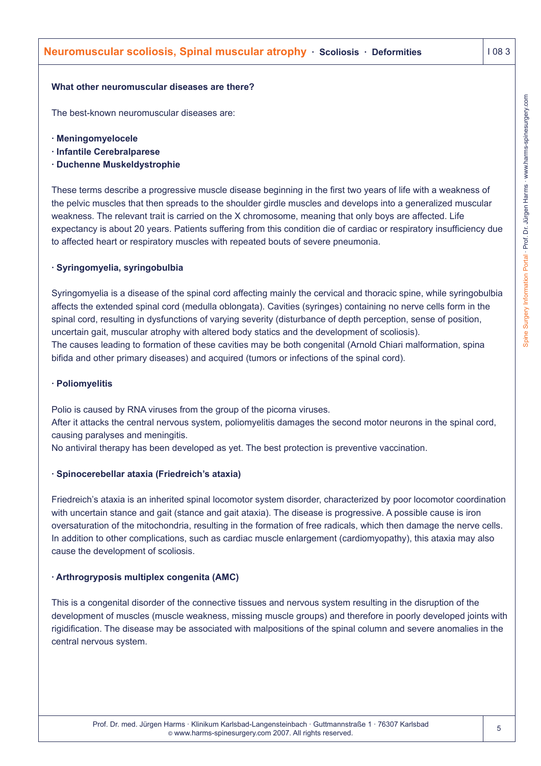**What other neuromuscular diseases are there?**

The best-known neuromuscular diseases are:

- **Meningomyelocele**
- **Infantile Cerebralparese**
- **Duchenne Muskeldystrophie**

These terms describe a progressive muscle disease beginning in the first two years of life with a weakness of the pelvic muscles that then spreads to the shoulder girdle muscles and develops into a generalized muscular weakness. The relevant trait is carried on the X chromosome, meaning that only boys are affected. Life expectancy is about 20 years. Patients suffering from this condition die of cardiac or respiratory insufficiency due to affected heart or respiratory muscles with repeated bouts of severe pneumonia.

- **Syringomyelia, syringobulbia**

Syringomyelia is a disease of the spinal cord affecting mainly the cervical and thoracic spine, while syringobulbia affects the extended spinal cord (medulla oblongata). Cavities (syringes) containing no nerve cells form in the spinal cord, resulting in dysfunctions of varying severity (disturbance of depth perception, sense of position, uncertain gait, muscular atrophy with altered body statics and the development of scoliosis).
The causes leading to formation of these cavities may be both congenital (Arnold Chiari malformation, spina bifida and other primary diseases) and acquired (tumors or infections of the spinal cord).

- **Poliomyelitis**

Polio is caused by RNA viruses from the group of the picorna viruses.
After it attacks the central nervous system, poliomyelitis damages the second motor neurons in the spinal cord, causing paralyses and meningitis.
No antiviral therapy has been developed as yet. The best protection is preventive vaccination.

- **Spinocerebellar ataxia (Friedreich's ataxia)**

Friedreich's ataxia is an inherited spinal locomotor system disorder, characterized by poor locomotor coordination with uncertain stance and gait (stance and gait ataxia). The disease is progressive. A possible cause is iron oversaturation of the mitochondria, resulting in the formation of free radicals, which then damage the nerve cells. In addition to other complications, such as cardiac muscle enlargement (cardiomyopathy), this ataxia may also cause the development of scoliosis.

- **Arthrogryposis multiplex congenita (AMC)**

This is a congenital disorder of the connective tissues and nervous system resulting in the disruption of the development of muscles (muscle weakness, missing muscle groups) and therefore in poorly developed joints with rigidification. The disease may be associated with malpositions of the spinal column and severe anomalies in the central nervous system.